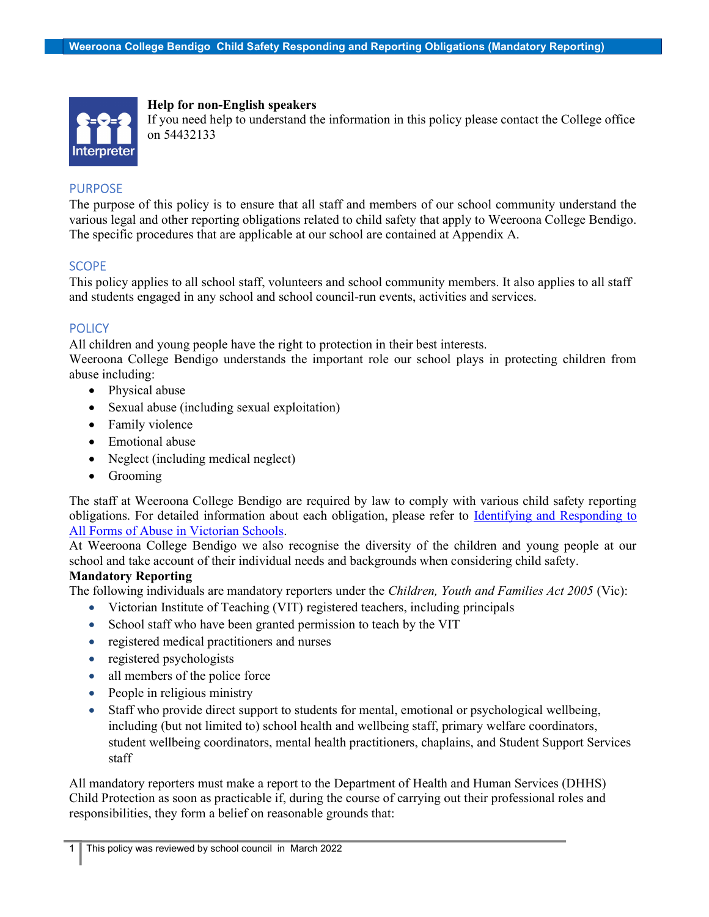**Help for non-English speakers**
If you need help to understand the information in this policy please contact the College office on 54432133

## PURPOSE

The purpose of this policy is to ensure that all staff and members of our school community understand the various legal and other reporting obligations related to child safety that apply to Weeroona College Bendigo. The specific procedures that are applicable at our school are contained at Appendix A.

## SCOPE

This policy applies to all school staff, volunteers and school community members. It also applies to all staff and students engaged in any school and school council-run events, activities and services.

## POLICY

All children and young people have the right to protection in their best interests.
Weeroona College Bendigo understands the important role our school plays in protecting children from abuse including:

- Physical abuse
- Sexual abuse (including sexual exploitation)
- Family violence
- Emotional abuse
- Neglect (including medical neglect)
- Grooming

The staff at Weeroona College Bendigo are required by law to comply with various child safety reporting obligations. For detailed information about each obligation, please refer to [Identifying and Responding to All Forms of Abuse in Victorian Schools](Identifying and Responding to All Forms of Abuse in Victorian Schools).
At Weeroona College Bendigo we also recognise the diversity of the children and young people at our school and take account of their individual needs and backgrounds when considering child safety.

**Mandatory Reporting**

The following individuals are mandatory reporters under the *Children, Youth and Families Act 2005* (Vic):

- Victorian Institute of Teaching (VIT) registered teachers, including principals
- School staff who have been granted permission to teach by the VIT
- registered medical practitioners and nurses
- registered psychologists
- all members of the police force
- People in religious ministry
- Staff who provide direct support to students for mental, emotional or psychological wellbeing, including (but not limited to) school health and wellbeing staff, primary welfare coordinators, student wellbeing coordinators, mental health practitioners, chaplains, and Student Support Services staff

All mandatory reporters must make a report to the Department of Health and Human Services (DHHS) Child Protection as soon as practicable if, during the course of carrying out their professional roles and responsibilities, they form a belief on reasonable grounds that:

This policy was reviewed by school council in March 2022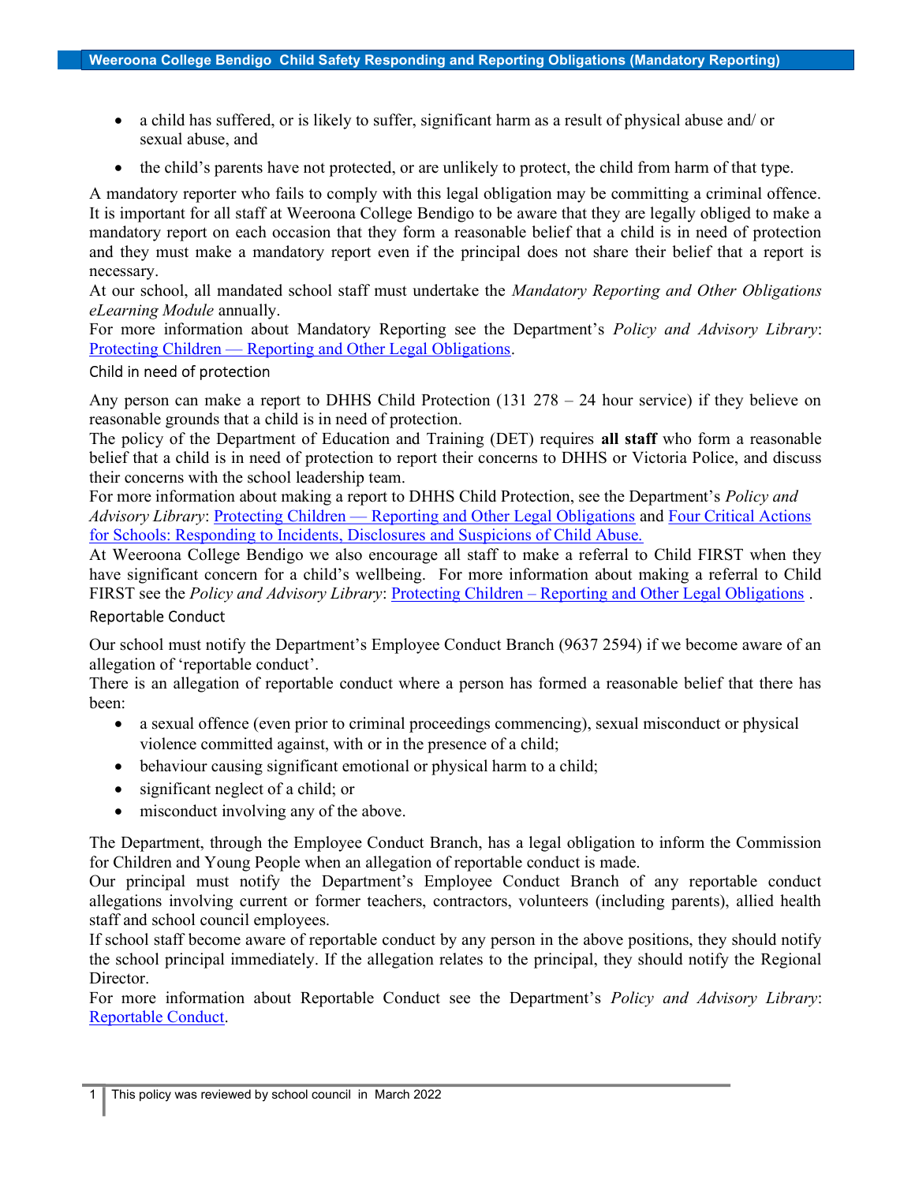- a child has suffered, or is likely to suffer, significant harm as a result of physical abuse and/ or sexual abuse, and
- the child's parents have not protected, or are unlikely to protect, the child from harm of that type.

A mandatory reporter who fails to comply with this legal obligation may be committing a criminal offence. It is important for all staff at Weeroona College Bendigo to be aware that they are legally obliged to make a mandatory report on each occasion that they form a reasonable belief that a child is in need of protection and they must make a mandatory report even if the principal does not share their belief that a report is necessary.

At our school, all mandated school staff must undertake the *Mandatory Reporting and Other Obligations eLearning Module* annually.

For more information about Mandatory Reporting see the Department's *Policy and Advisory Library*: Protecting Children — Reporting and Other Legal Obligations.

### Child in need of protection

Any person can make a report to DHHS Child Protection (131 278 – 24 hour service) if they believe on reasonable grounds that a child is in need of protection.

The policy of the Department of Education and Training (DET) requires **all staff** who form a reasonable belief that a child is in need of protection to report their concerns to DHHS or Victoria Police, and discuss their concerns with the school leadership team.

For more information about making a report to DHHS Child Protection, see the Department's *Policy and Advisory Library*: Protecting Children — Reporting and Other Legal Obligations and Four Critical Actions for Schools: Responding to Incidents, Disclosures and Suspicions of Child Abuse.

At Weeroona College Bendigo we also encourage all staff to make a referral to Child FIRST when they have significant concern for a child's wellbeing. For more information about making a referral to Child FIRST see the *Policy and Advisory Library*: Protecting Children – Reporting and Other Legal Obligations .

### Reportable Conduct

Our school must notify the Department's Employee Conduct Branch (9637 2594) if we become aware of an allegation of 'reportable conduct'.

There is an allegation of reportable conduct where a person has formed a reasonable belief that there has been:

- a sexual offence (even prior to criminal proceedings commencing), sexual misconduct or physical violence committed against, with or in the presence of a child;
- behaviour causing significant emotional or physical harm to a child;
- significant neglect of a child; or
- misconduct involving any of the above.

The Department, through the Employee Conduct Branch, has a legal obligation to inform the Commission for Children and Young People when an allegation of reportable conduct is made.

Our principal must notify the Department's Employee Conduct Branch of any reportable conduct allegations involving current or former teachers, contractors, volunteers (including parents), allied health staff and school council employees.

If school staff become aware of reportable conduct by any person in the above positions, they should notify the school principal immediately. If the allegation relates to the principal, they should notify the Regional Director.

For more information about Reportable Conduct see the Department's *Policy and Advisory Library*: Reportable Conduct.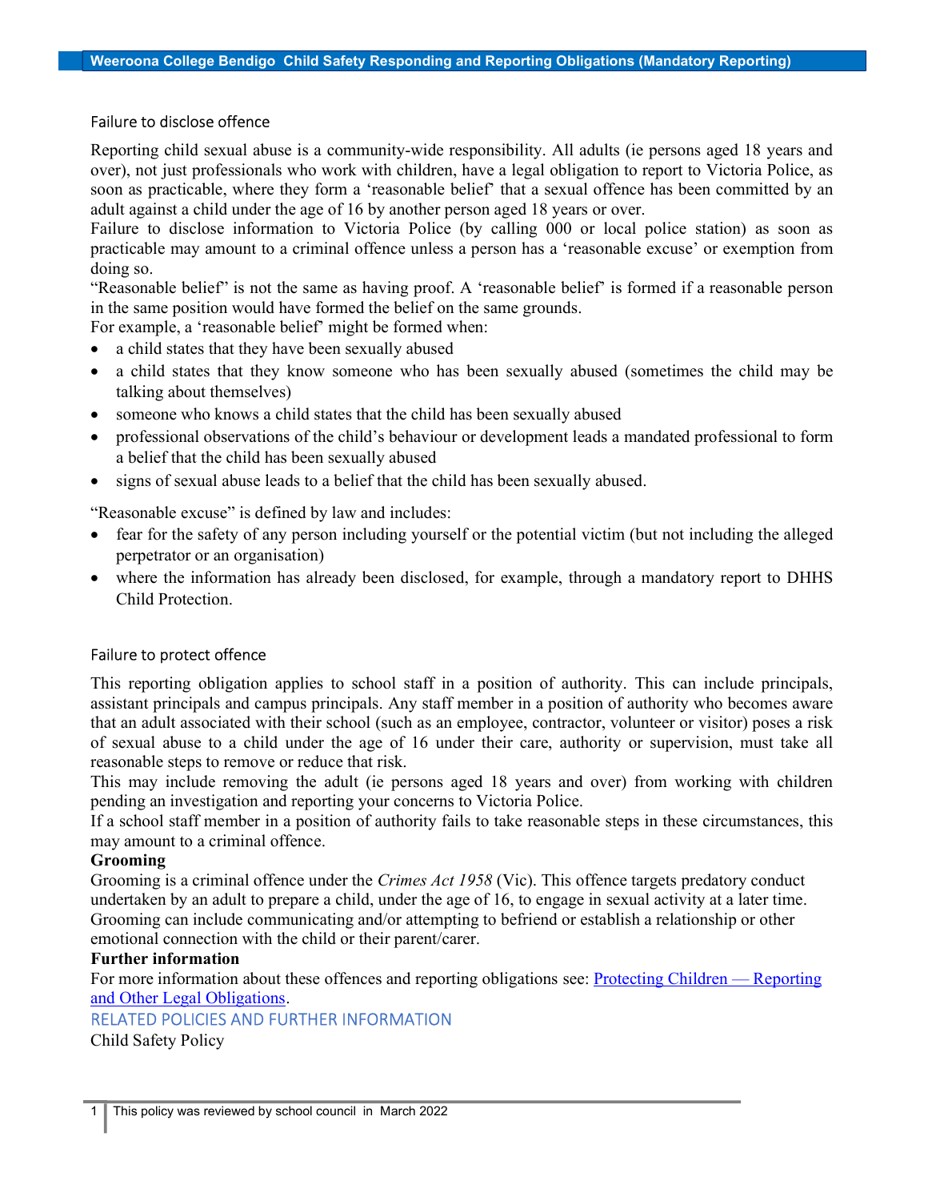### Failure to disclose offence

Reporting child sexual abuse is a community-wide responsibility. All adults (ie persons aged 18 years and over), not just professionals who work with children, have a legal obligation to report to Victoria Police, as soon as practicable, where they form a 'reasonable belief' that a sexual offence has been committed by an adult against a child under the age of 16 by another person aged 18 years or over.

Failure to disclose information to Victoria Police (by calling 000 or local police station) as soon as practicable may amount to a criminal offence unless a person has a 'reasonable excuse' or exemption from doing so.

"Reasonable belief" is not the same as having proof. A 'reasonable belief' is formed if a reasonable person in the same position would have formed the belief on the same grounds.

For example, a 'reasonable belief' might be formed when:

- a child states that they have been sexually abused
- a child states that they know someone who has been sexually abused (sometimes the child may be talking about themselves)
- someone who knows a child states that the child has been sexually abused
- professional observations of the child's behaviour or development leads a mandated professional to form a belief that the child has been sexually abused
- signs of sexual abuse leads to a belief that the child has been sexually abused.

"Reasonable excuse" is defined by law and includes:

- fear for the safety of any person including yourself or the potential victim (but not including the alleged perpetrator or an organisation)
- where the information has already been disclosed, for example, through a mandatory report to DHHS Child Protection.

### Failure to protect offence

This reporting obligation applies to school staff in a position of authority. This can include principals, assistant principals and campus principals. Any staff member in a position of authority who becomes aware that an adult associated with their school (such as an employee, contractor, volunteer or visitor) poses a risk of sexual abuse to a child under the age of 16 under their care, authority or supervision, must take all reasonable steps to remove or reduce that risk.

This may include removing the adult (ie persons aged 18 years and over) from working with children pending an investigation and reporting your concerns to Victoria Police.

If a school staff member in a position of authority fails to take reasonable steps in these circumstances, this may amount to a criminal offence.

**Grooming**

Grooming is a criminal offence under the *Crimes Act 1958* (Vic). This offence targets predatory conduct undertaken by an adult to prepare a child, under the age of 16, to engage in sexual activity at a later time. Grooming can include communicating and/or attempting to befriend or establish a relationship or other emotional connection with the child or their parent/carer.

**Further information**

For more information about these offences and reporting obligations see: Protecting Children — Reporting and Other Legal Obligations.

## RELATED POLICIES AND FURTHER INFORMATION

Child Safety Policy

This policy was reviewed by school council in March 2022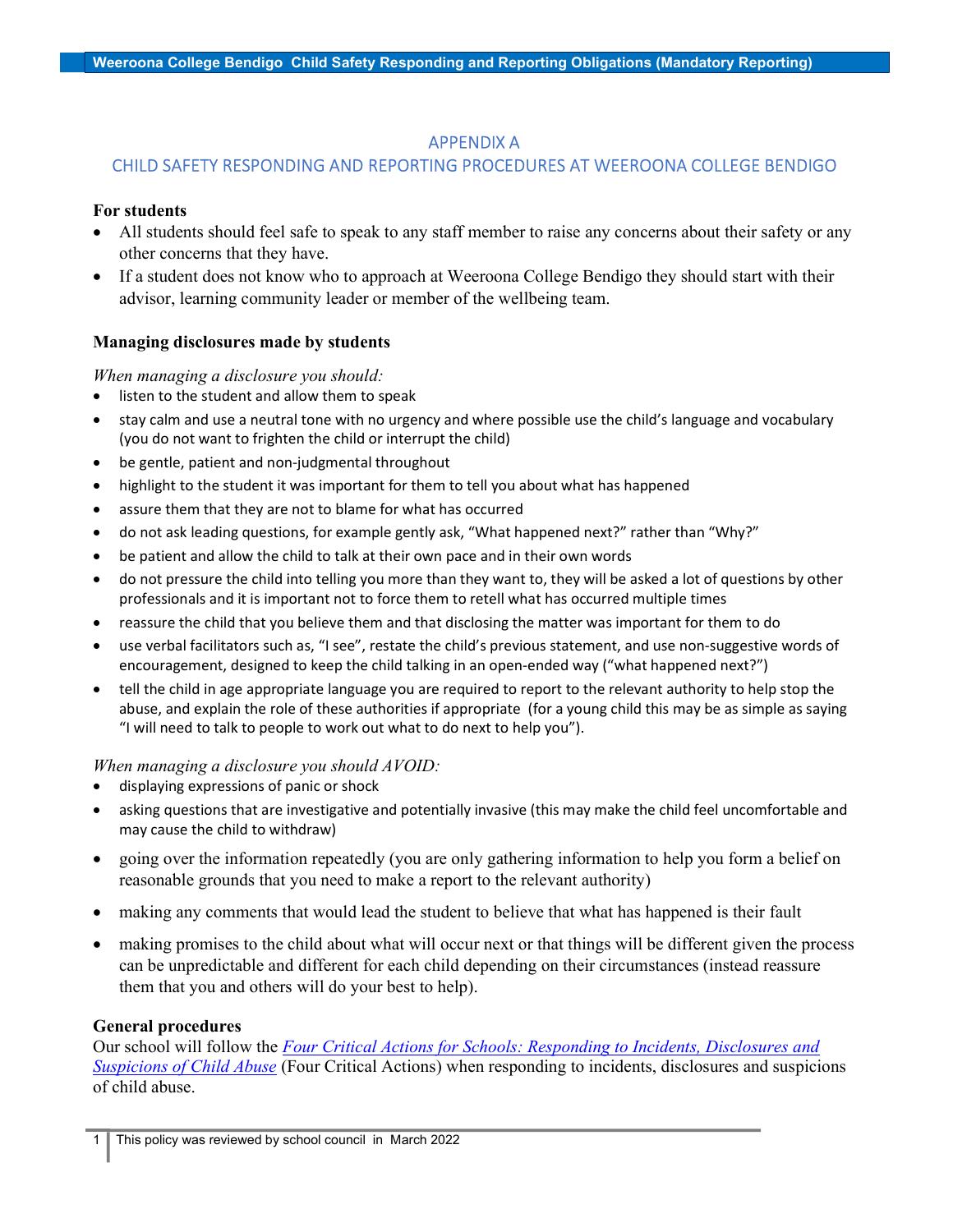## APPENDIX A
## CHILD SAFETY RESPONDING AND REPORTING PROCEDURES AT WEEROONA COLLEGE BENDIGO

**For students**

- All students should feel safe to speak to any staff member to raise any concerns about their safety or any other concerns that they have.
- If a student does not know who to approach at Weeroona College Bendigo they should start with their advisor, learning community leader or member of the wellbeing team.

**Managing disclosures made by students**

*When managing a disclosure you should:*

- listen to the student and allow them to speak
- stay calm and use a neutral tone with no urgency and where possible use the child's language and vocabulary (you do not want to frighten the child or interrupt the child)
- be gentle, patient and non-judgmental throughout
- highlight to the student it was important for them to tell you about what has happened
- assure them that they are not to blame for what has occurred
- do not ask leading questions, for example gently ask, "What happened next?" rather than "Why?"
- be patient and allow the child to talk at their own pace and in their own words
- do not pressure the child into telling you more than they want to, they will be asked a lot of questions by other professionals and it is important not to force them to retell what has occurred multiple times
- reassure the child that you believe them and that disclosing the matter was important for them to do
- use verbal facilitators such as, "I see", restate the child's previous statement, and use non-suggestive words of encouragement, designed to keep the child talking in an open-ended way ("what happened next?")
- tell the child in age appropriate language you are required to report to the relevant authority to help stop the abuse, and explain the role of these authorities if appropriate (for a young child this may be as simple as saying "I will need to talk to people to work out what to do next to help you").

*When managing a disclosure you should AVOID:*

- displaying expressions of panic or shock
- asking questions that are investigative and potentially invasive (this may make the child feel uncomfortable and may cause the child to withdraw)
- going over the information repeatedly (you are only gathering information to help you form a belief on reasonable grounds that you need to make a report to the relevant authority)
- making any comments that would lead the student to believe that what has happened is their fault
- making promises to the child about what will occur next or that things will be different given the process can be unpredictable and different for each child depending on their circumstances (instead reassure them that you and others will do your best to help).

**General procedures**

Our school will follow the *Four Critical Actions for Schools: Responding to Incidents, Disclosures and Suspicions of Child Abuse* (Four Critical Actions) when responding to incidents, disclosures and suspicions of child abuse.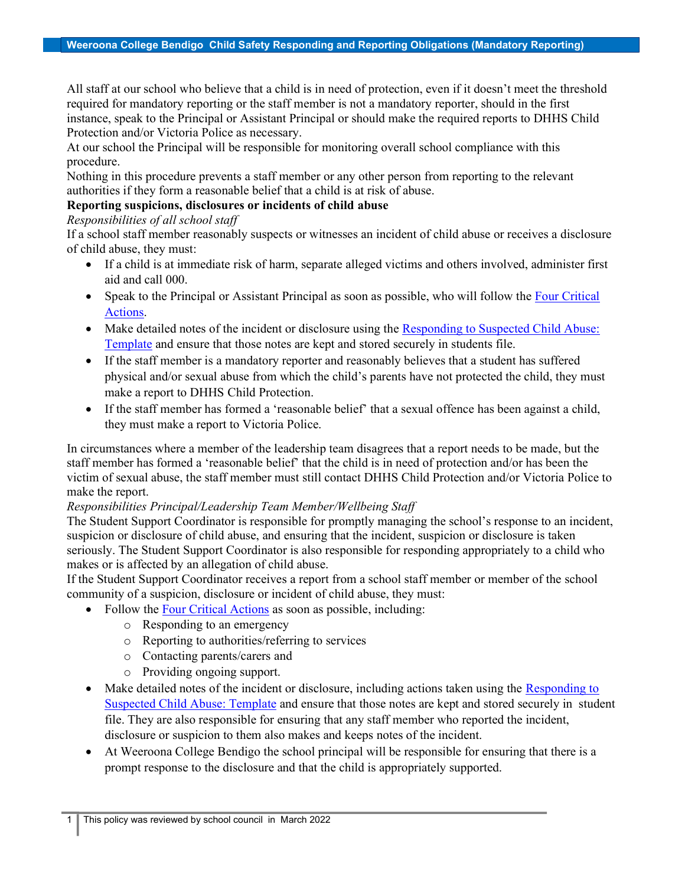All staff at our school who believe that a child is in need of protection, even if it doesn't meet the threshold required for mandatory reporting or the staff member is not a mandatory reporter, should in the first instance, speak to the Principal or Assistant Principal or should make the required reports to DHHS Child Protection and/or Victoria Police as necessary.

At our school the Principal will be responsible for monitoring overall school compliance with this procedure.

Nothing in this procedure prevents a staff member or any other person from reporting to the relevant authorities if they form a reasonable belief that a child is at risk of abuse.

**Reporting suspicions, disclosures or incidents of child abuse**

*Responsibilities of all school staff*

If a school staff member reasonably suspects or witnesses an incident of child abuse or receives a disclosure of child abuse, they must:

- If a child is at immediate risk of harm, separate alleged victims and others involved, administer first aid and call 000.
- Speak to the Principal or Assistant Principal as soon as possible, who will follow the Four Critical Actions.
- Make detailed notes of the incident or disclosure using the Responding to Suspected Child Abuse: Template and ensure that those notes are kept and stored securely in students file.
- If the staff member is a mandatory reporter and reasonably believes that a student has suffered physical and/or sexual abuse from which the child's parents have not protected the child, they must make a report to DHHS Child Protection.
- If the staff member has formed a 'reasonable belief' that a sexual offence has been against a child, they must make a report to Victoria Police.

In circumstances where a member of the leadership team disagrees that a report needs to be made, but the staff member has formed a 'reasonable belief' that the child is in need of protection and/or has been the victim of sexual abuse, the staff member must still contact DHHS Child Protection and/or Victoria Police to make the report.

*Responsibilities Principal/Leadership Team Member/Wellbeing Staff*

The Student Support Coordinator is responsible for promptly managing the school's response to an incident, suspicion or disclosure of child abuse, and ensuring that the incident, suspicion or disclosure is taken seriously. The Student Support Coordinator is also responsible for responding appropriately to a child who makes or is affected by an allegation of child abuse.

If the Student Support Coordinator receives a report from a school staff member or member of the school community of a suspicion, disclosure or incident of child abuse, they must:

- Follow the Four Critical Actions as soon as possible, including:
  - Responding to an emergency
  - Reporting to authorities/referring to services
  - Contacting parents/carers and
  - Providing ongoing support.
- Make detailed notes of the incident or disclosure, including actions taken using the Responding to Suspected Child Abuse: Template and ensure that those notes are kept and stored securely in student file. They are also responsible for ensuring that any staff member who reported the incident, disclosure or suspicion to them also makes and keeps notes of the incident.
- At Weeroona College Bendigo the school principal will be responsible for ensuring that there is a prompt response to the disclosure and that the child is appropriately supported.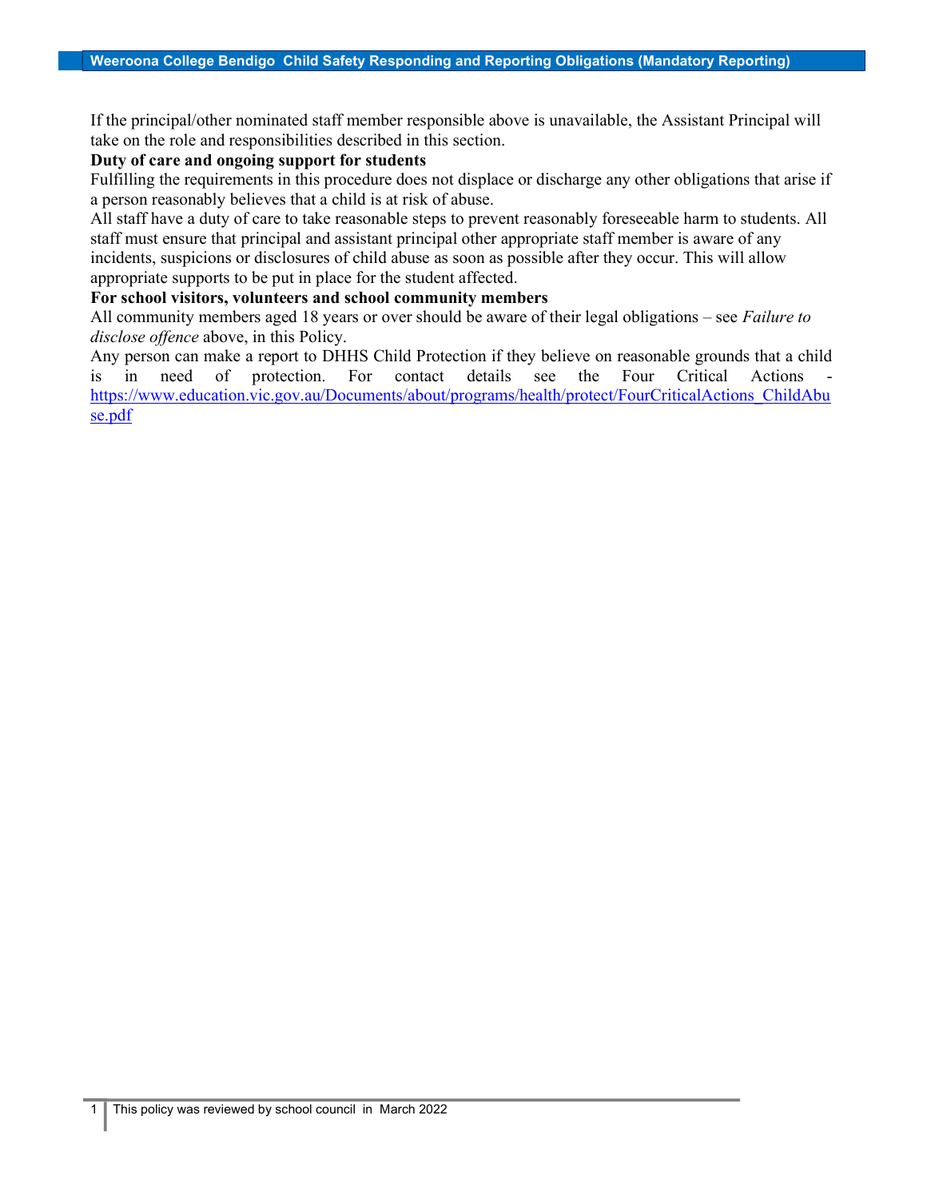If the principal/other nominated staff member responsible above is unavailable, the Assistant Principal will take on the role and responsibilities described in this section.

**Duty of care and ongoing support for students**

Fulfilling the requirements in this procedure does not displace or discharge any other obligations that arise if a person reasonably believes that a child is at risk of abuse.

All staff have a duty of care to take reasonable steps to prevent reasonably foreseeable harm to students. All staff must ensure that principal and assistant principal other appropriate staff member is aware of any incidents, suspicions or disclosures of child abuse as soon as possible after they occur. This will allow appropriate supports to be put in place for the student affected.

**For school visitors, volunteers and school community members**

All community members aged 18 years or over should be aware of their legal obligations – see *Failure to disclose offence* above, in this Policy.

Any person can make a report to DHHS Child Protection if they believe on reasonable grounds that a child is in need of protection. For contact details see the Four Critical Actions - [https://www.education.vic.gov.au/Documents/about/programs/health/protect/FourCriticalActions_ChildAbuse.pdf](https://www.education.vic.gov.au/Documents/about/programs/health/protect/FourCriticalActions_ChildAbuse.pdf)